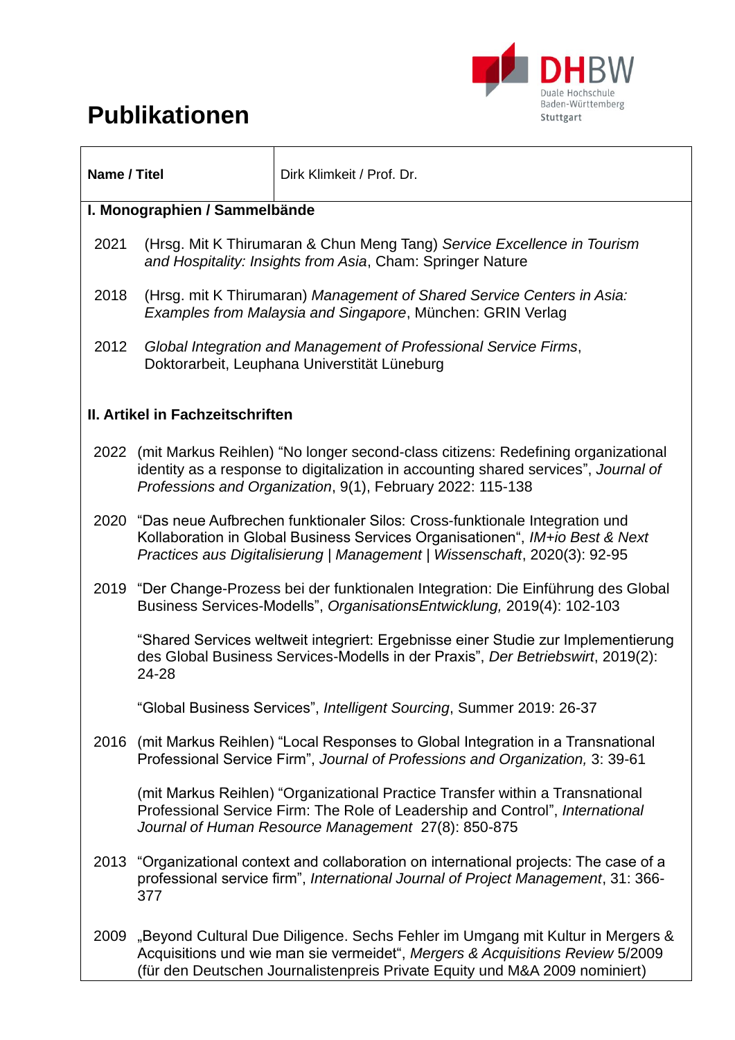# Publikationen

| **Name / Titel** | Dirk Klimkeit / Prof. Dr. |
|---|---|

## I. Monographien / Sammelbände

2021 (Hrsg. Mit K Thirumaran & Chun Meng Tang) *Service Excellence in Tourism and Hospitality: Insights from Asia*, Cham: Springer Nature

2018 (Hrsg. mit K Thirumaran) *Management of Shared Service Centers in Asia: Examples from Malaysia and Singapore*, München: GRIN Verlag

2012 *Global Integration and Management of Professional Service Firms*, Doktorarbeit, Leuphana Universität Lüneburg

## II. Artikel in Fachzeitschriften

2022 (mit Markus Reihlen) "No longer second-class citizens: Redefining organizational identity as a response to digitalization in accounting shared services", *Journal of Professions and Organization*, 9(1), February 2022: 115-138

2020 "Das neue Aufbrechen funktionaler Silos: Cross-funktionale Integration und Kollaboration in Global Business Services Organisationen", *IM+io Best & Next Practices aus Digitalisierung | Management | Wissenschaft*, 2020(3): 92-95

2019 "Der Change-Prozess bei der funktionalen Integration: Die Einführung des Global Business Services-Modells", *OrganisationsEntwicklung,* 2019(4): 102-103

"Shared Services weltweit integriert: Ergebnisse einer Studie zur Implementierung des Global Business Services-Modells in der Praxis", *Der Betriebswirt*, 2019(2): 24-28

"Global Business Services", *Intelligent Sourcing*, Summer 2019: 26-37

2016 (mit Markus Reihlen) "Local Responses to Global Integration in a Transnational Professional Service Firm", *Journal of Professions and Organization,* 3: 39-61

(mit Markus Reihlen) "Organizational Practice Transfer within a Transnational Professional Service Firm: The Role of Leadership and Control", *International Journal of Human Resource Management* 27(8): 850-875

2013 "Organizational context and collaboration on international projects: The case of a professional service firm", *International Journal of Project Management*, 31: 366-377

2009 „Beyond Cultural Due Diligence. Sechs Fehler im Umgang mit Kultur in Mergers & Acquisitions und wie man sie vermeidet", *Mergers & Acquisitions Review* 5/2009 (für den Deutschen Journalistenpreis Private Equity und M&A 2009 nominiert)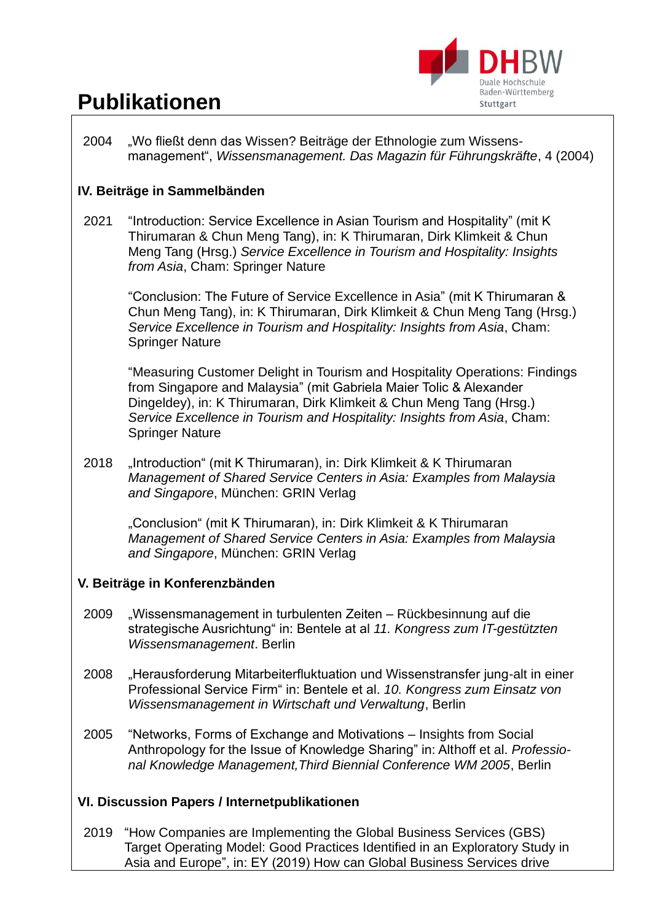# Publikationen

2004 „Wo fließt denn das Wissen? Beiträge der Ethnologie zum Wissens-management", *Wissensmanagement. Das Magazin für Führungskräfte*, 4 (2004)

### IV. Beiträge in Sammelbänden

2021 "Introduction: Service Excellence in Asian Tourism and Hospitality" (mit K Thirumaran & Chun Meng Tang), in: K Thirumaran, Dirk Klimkeit & Chun Meng Tang (Hrsg.) *Service Excellence in Tourism and Hospitality: Insights from Asia*, Cham: Springer Nature

"Conclusion: The Future of Service Excellence in Asia" (mit K Thirumaran & Chun Meng Tang), in: K Thirumaran, Dirk Klimkeit & Chun Meng Tang (Hrsg.) *Service Excellence in Tourism and Hospitality: Insights from Asia*, Cham: Springer Nature

"Measuring Customer Delight in Tourism and Hospitality Operations: Findings from Singapore and Malaysia" (mit Gabriela Maier Tolic & Alexander Dingeldey), in: K Thirumaran, Dirk Klimkeit & Chun Meng Tang (Hrsg.) *Service Excellence in Tourism and Hospitality: Insights from Asia*, Cham: Springer Nature

2018 „Introduction" (mit K Thirumaran), in: Dirk Klimkeit & K Thirumaran *Management of Shared Service Centers in Asia: Examples from Malaysia and Singapore*, München: GRIN Verlag

„Conclusion" (mit K Thirumaran), in: Dirk Klimkeit & K Thirumaran *Management of Shared Service Centers in Asia: Examples from Malaysia and Singapore*, München: GRIN Verlag

### V. Beiträge in Konferenzbänden

2009 „Wissensmanagement in turbulenten Zeiten – Rückbesinnung auf die strategische Ausrichtung" in: Bentele at al *11. Kongress zum IT-gestützten Wissensmanagement*. Berlin

2008 „Herausforderung Mitarbeiterfluktuation und Wissenstransfer jung-alt in einer Professional Service Firm" in: Bentele et al. *10. Kongress zum Einsatz von Wissensmanagement in Wirtschaft und Verwaltung*, Berlin

2005 "Networks, Forms of Exchange and Motivations – Insights from Social Anthropology for the Issue of Knowledge Sharing" in: Althoff et al. *Professional Knowledge Management,Third Biennial Conference WM 2005*, Berlin

### VI. Discussion Papers / Internetpublikationen

2019 "How Companies are Implementing the Global Business Services (GBS) Target Operating Model: Good Practices Identified in an Exploratory Study in Asia and Europe", in: EY (2019) How can Global Business Services drive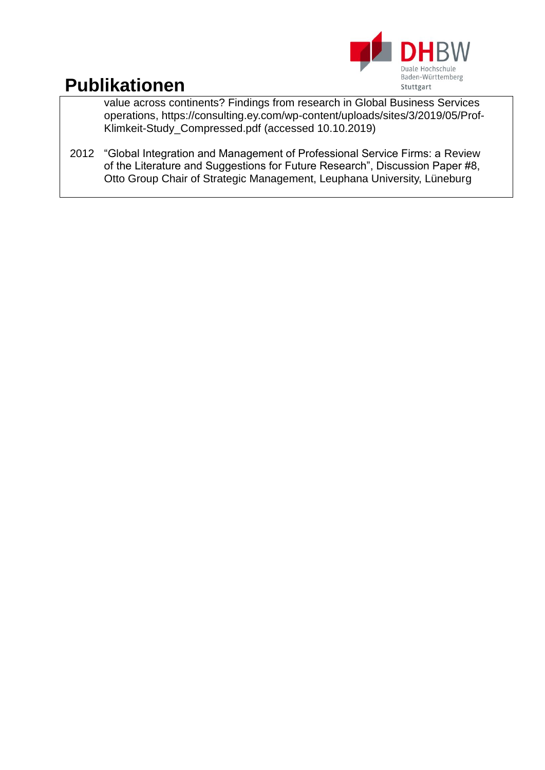# Publikationen

| | |
|---|---|
| | value across continents? Findings from research in Global Business Services operations, https://consulting.ey.com/wp-content/uploads/sites/3/2019/05/Prof-Klimkeit-Study_Compressed.pdf (accessed 10.10.2019) |
| 2012 | "Global Integration and Management of Professional Service Firms: a Review of the Literature and Suggestions for Future Research", Discussion Paper #8, Otto Group Chair of Strategic Management, Leuphana University, Lüneburg |